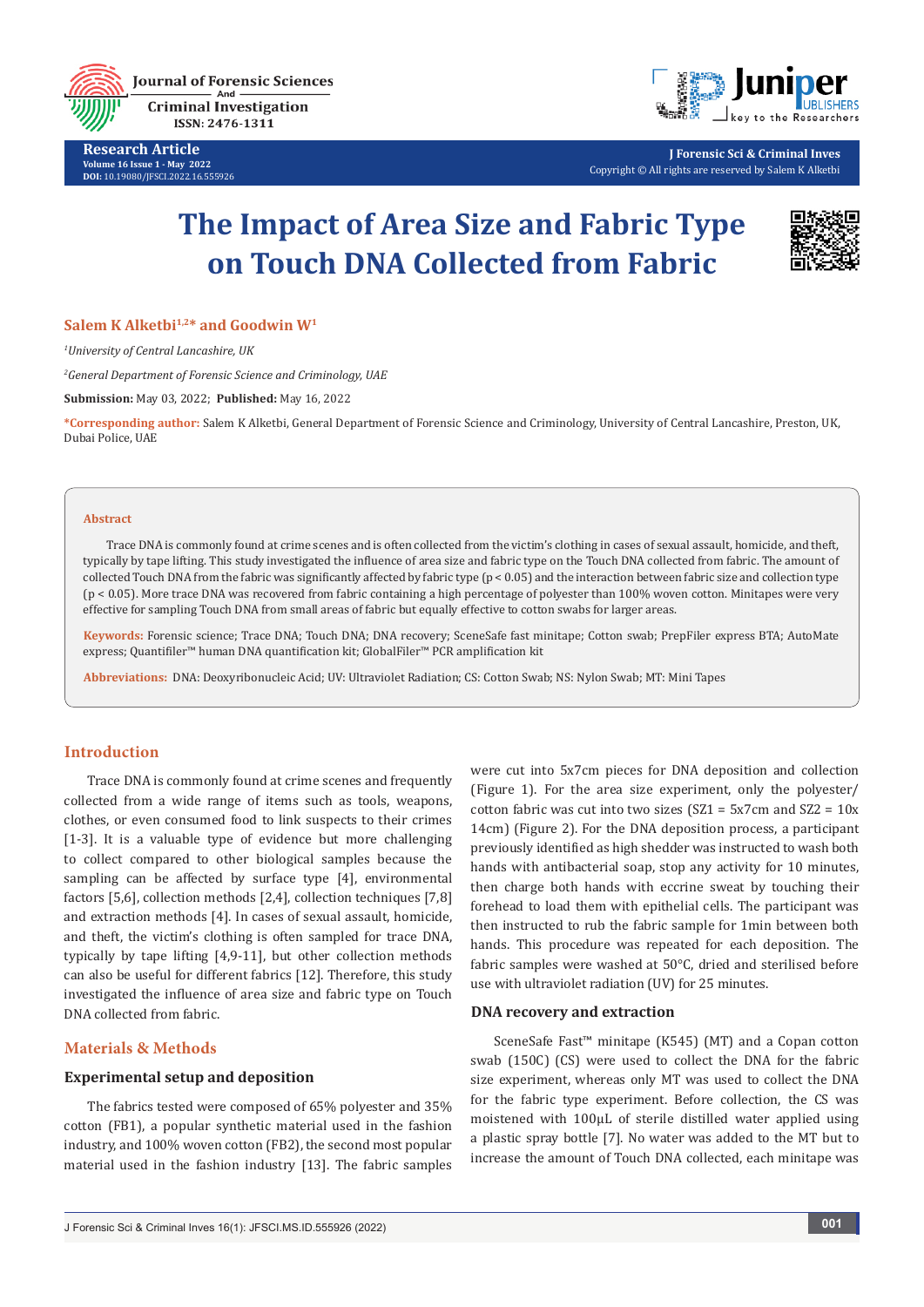Research Article

# The Impact of Area Size and Fabric Type on Touch DNA Collected from Fabric

**Salem K Alketbi[1,2]* and Goodwin W[1]**

*[1]University of Central Lancashire, UK*

*[2]General Department of Forensic Science and Criminology, UAE*

**Submission:** May 03, 2022; **Published:** May 16, 2022

**\*Corresponding author:** Salem K Alketbi, General Department of Forensic Science and Criminology, University of Central Lancashire, Preston, UK, Dubai Police, UAE

**Abstract**

Trace DNA is commonly found at crime scenes and is often collected from the victim's clothing in cases of sexual assault, homicide, and theft, typically by tape lifting. This study investigated the influence of area size and fabric type on the Touch DNA collected from fabric. The amount of collected Touch DNA from the fabric was significantly affected by fabric type ($p < 0.05$) and the interaction between fabric size and collection type ($p < 0.05$). More trace DNA was recovered from fabric containing a high percentage of polyester than 100% woven cotton. Minitapes were very effective for sampling Touch DNA from small areas of fabric but equally effective to cotton swabs for larger areas.

**Keywords:** Forensic science; Trace DNA; Touch DNA; DNA recovery; SceneSafe fast minitape; Cotton swab; PrepFiler express BTA; AutoMate express; Quantifiler™ human DNA quantification kit; GlobalFiler™ PCR amplification kit

**Abbreviations:** DNA: Deoxyribonucleic Acid; UV: Ultraviolet Radiation; CS: Cotton Swab; NS: Nylon Swab; MT: Mini Tapes

## Introduction

Trace DNA is commonly found at crime scenes and frequently collected from a wide range of items such as tools, weapons, clothes, or even consumed food to link suspects to their crimes [1-3]. It is a valuable type of evidence but more challenging to collect compared to other biological samples because the sampling can be affected by surface type [4], environmental factors [5,6], collection methods [2,4], collection techniques [7,8] and extraction methods [4]. In cases of sexual assault, homicide, and theft, the victim's clothing is often sampled for trace DNA, typically by tape lifting [4,9-11], but other collection methods can also be useful for different fabrics [12]. Therefore, this study investigated the influence of area size and fabric type on Touch DNA collected from fabric.

## Materials & Methods

### Experimental setup and deposition

The fabrics tested were composed of 65% polyester and 35% cotton (FB1), a popular synthetic material used in the fashion industry, and 100% woven cotton (FB2), the second most popular material used in the fashion industry [13]. The fabric samples were cut into 5x7cm pieces for DNA deposition and collection (Figure 1). For the area size experiment, only the polyester/cotton fabric was cut into two sizes (SZ1 = 5x7cm and SZ2 = 10x 14cm) (Figure 2). For the DNA deposition process, a participant previously identified as high shedder was instructed to wash both hands with antibacterial soap, stop any activity for 10 minutes, then charge both hands with eccrine sweat by touching their forehead to load them with epithelial cells. The participant was then instructed to rub the fabric sample for 1min between both hands. This procedure was repeated for each deposition. The fabric samples were washed at 50°C, dried and sterilised before use with ultraviolet radiation (UV) for 25 minutes.

### DNA recovery and extraction

SceneSafe Fast™ minitape (K545) (MT) and a Copan cotton swab (150C) (CS) were used to collect the DNA for the fabric size experiment, whereas only MT was used to collect the DNA for the fabric type experiment. Before collection, the CS was moistened with 100µL of sterile distilled water applied using a plastic spray bottle [7]. No water was added to the MT but to increase the amount of Touch DNA collected, each minitape was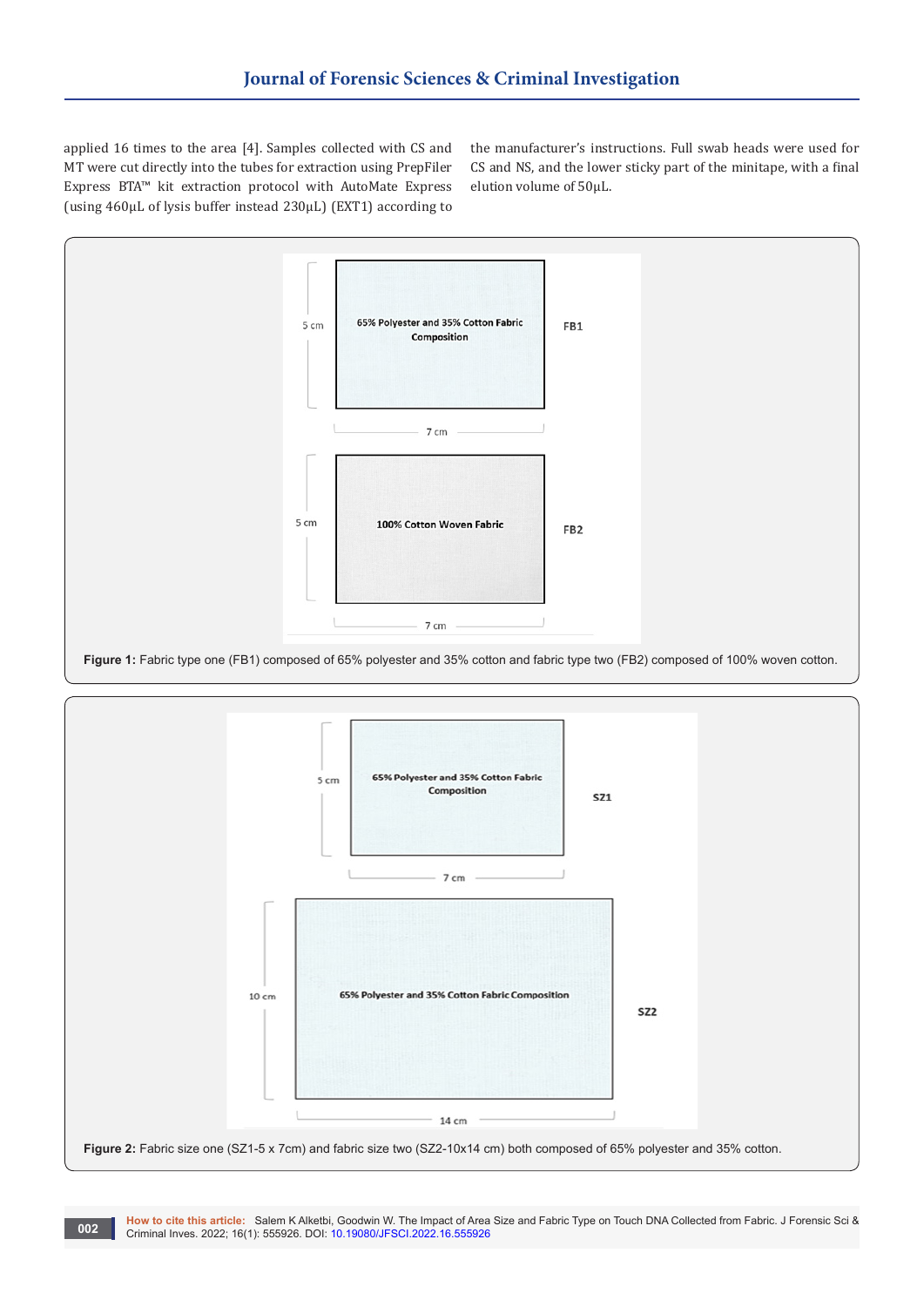applied 16 times to the area [4]. Samples collected with CS and MT were cut directly into the tubes for extraction using PrepFiler Express BTA™ kit extraction protocol with AutoMate Express (using 460μL of lysis buffer instead 230μL) (EXT1) according to the manufacturer's instructions. Full swab heads were used for CS and NS, and the lower sticky part of the minitape, with a final elution volume of 50μL.

**Figure 1:** Fabric type one (FB1) composed of 65% polyester and 35% cotton and fabric type two (FB2) composed of 100% woven cotton.

**Figure 2:** Fabric size one (SZ1-5 x 7cm) and fabric size two (SZ2-10x14 cm) both composed of 65% polyester and 35% cotton.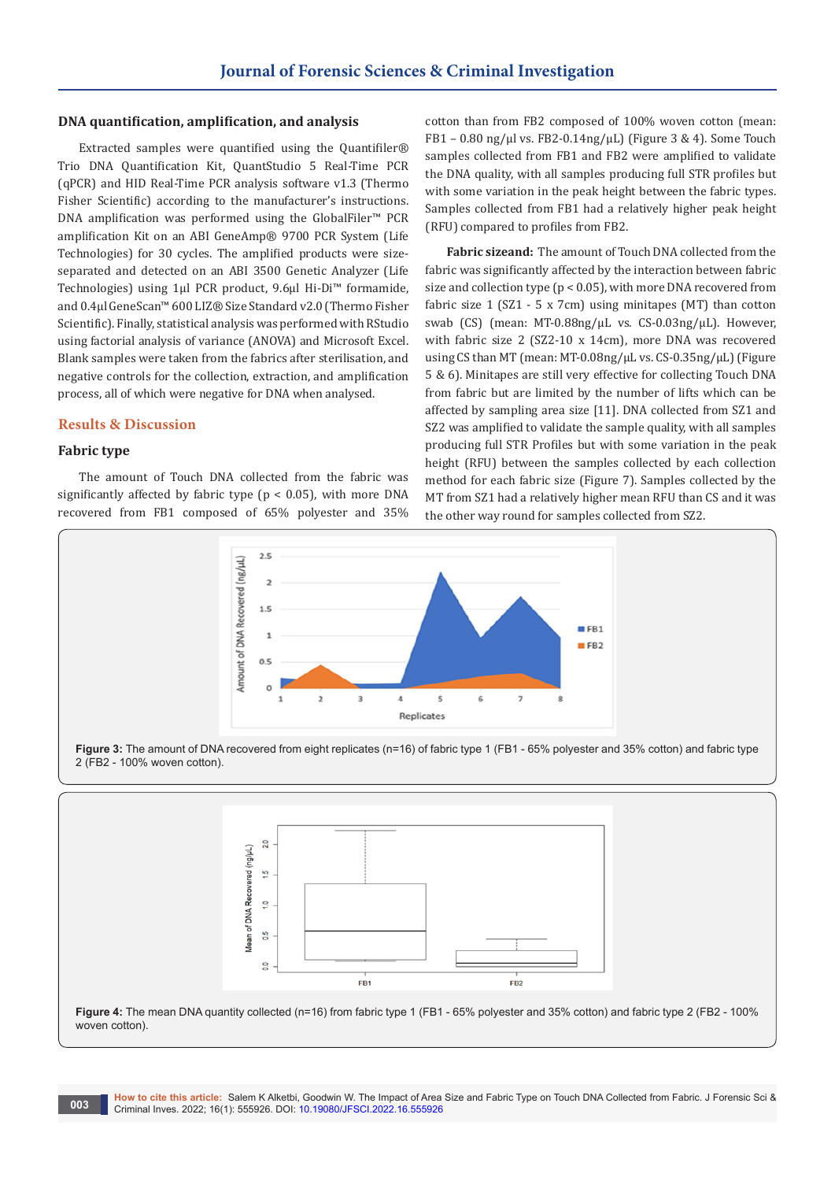### DNA quantification, amplification, and analysis

Extracted samples were quantified using the Quantifiler® Trio DNA Quantification Kit, QuantStudio 5 Real-Time PCR (qPCR) and HID Real-Time PCR analysis software v1.3 (Thermo Fisher Scientific) according to the manufacturer's instructions. DNA amplification was performed using the GlobalFiler™ PCR amplification Kit on an ABI GeneAmp® 9700 PCR System (Life Technologies) for 30 cycles. The amplified products were size-separated and detected on an ABI 3500 Genetic Analyzer (Life Technologies) using 1μl PCR product, 9.6μl Hi-Di™ formamide, and 0.4μl GeneScan™ 600 LIZ® Size Standard v2.0 (Thermo Fisher Scientific). Finally, statistical analysis was performed with RStudio using factorial analysis of variance (ANOVA) and Microsoft Excel. Blank samples were taken from the fabrics after sterilisation, and negative controls for the collection, extraction, and amplification process, all of which were negative for DNA when analysed.

## Results & Discussion

### Fabric type

The amount of Touch DNA collected from the fabric was significantly affected by fabric type ($p < 0.05$), with more DNA recovered from FB1 composed of 65% polyester and 35% cotton than from FB2 composed of 100% woven cotton (mean: FB1 – 0.80 ng/μl vs. FB2-0.14ng/μL) (Figure 3 & 4). Some Touch samples collected from FB1 and FB2 were amplified to validate the DNA quality, with all samples producing full STR profiles but with some variation in the peak height between the fabric types. Samples collected from FB1 had a relatively higher peak height (RFU) compared to profiles from FB2.

**Fabric sizeand:** The amount of Touch DNA collected from the fabric was significantly affected by the interaction between fabric size and collection type ($p < 0.05$), with more DNA recovered from fabric size 1 (SZ1 - 5 x 7cm) using minitapes (MT) than cotton swab (CS) (mean: MT-0.88ng/μL vs. CS-0.03ng/μL). However, with fabric size 2 (SZ2-10 x 14cm), more DNA was recovered using CS than MT (mean: MT-0.08ng/μL vs. CS-0.35ng/μL) (Figure 5 & 6). Minitapes are still very effective for collecting Touch DNA from fabric but are limited by the number of lifts which can be affected by sampling area size [11]. DNA collected from SZ1 and SZ2 was amplified to validate the sample quality, with all samples producing full STR Profiles but with some variation in the peak height (RFU) between the samples collected by each collection method for each fabric size (Figure 7). Samples collected by the MT from SZ1 had a relatively higher mean RFU than CS and it was the other way round for samples collected from SZ2.

**Figure 3:** The amount of DNA recovered from eight replicates (n=16) of fabric type 1 (FB1 - 65% polyester and 35% cotton) and fabric type 2 (FB2 - 100% woven cotton).

**Figure 4:** The mean DNA quantity collected (n=16) from fabric type 1 (FB1 - 65% polyester and 35% cotton) and fabric type 2 (FB2 - 100% woven cotton).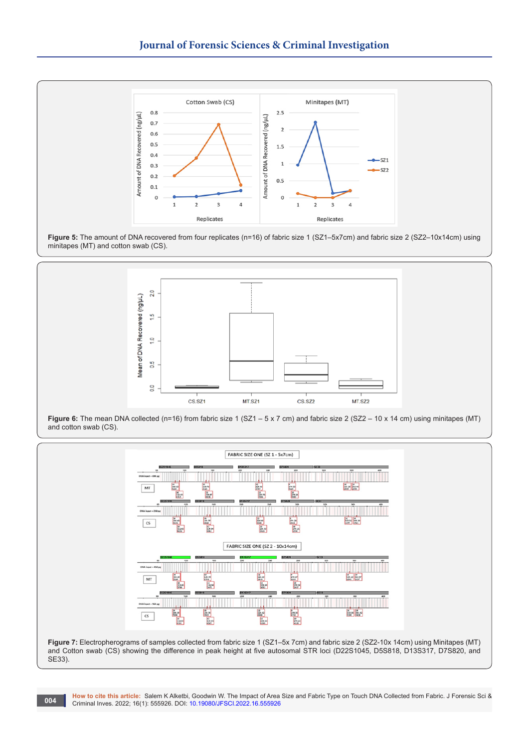**Figure 5:** The amount of DNA recovered from four replicates (n=16) of fabric size 1 (SZ1–5x7cm) and fabric size 2 (SZ2–10x14cm) using minitapes (MT) and cotton swab (CS).

**Figure 6:** The mean DNA collected (n=16) from fabric size 1 (SZ1 – 5 x 7 cm) and fabric size 2 (SZ2 – 10 x 14 cm) using minitapes (MT) and cotton swab (CS).

**Figure 7:** Electropherograms of samples collected from fabric size 1 (SZ1–5x 7cm) and fabric size 2 (SZ2-10x 14cm) using Minitapes (MT) and Cotton swab (CS) showing the difference in peak height at five autosomal STR loci (D22S1045, D5S818, D13S317, D7S820, and SE33).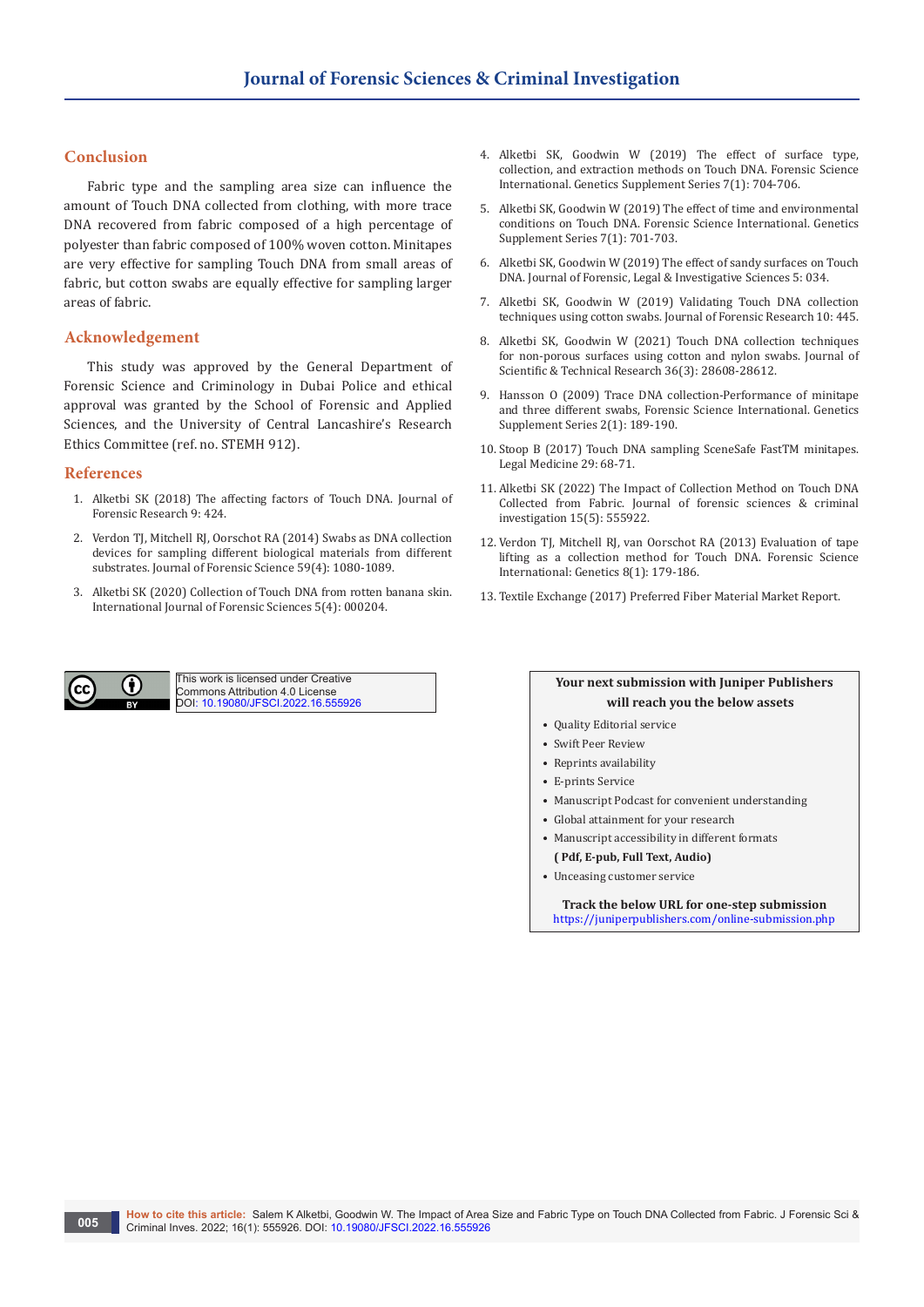## Conclusion

Fabric type and the sampling area size can influence the amount of Touch DNA collected from clothing, with more trace DNA recovered from fabric composed of a high percentage of polyester than fabric composed of 100% woven cotton. Minitapes are very effective for sampling Touch DNA from small areas of fabric, but cotton swabs are equally effective for sampling larger areas of fabric.

## Acknowledgement

This study was approved by the General Department of Forensic Science and Criminology in Dubai Police and ethical approval was granted by the School of Forensic and Applied Sciences, and the University of Central Lancashire's Research Ethics Committee (ref. no. STEMH 912).

## References

1. Alketbi SK (2018) The affecting factors of Touch DNA. Journal of Forensic Research 9: 424.
2. Verdon TJ, Mitchell RJ, Oorschot RA (2014) Swabs as DNA collection devices for sampling different biological materials from different substrates. Journal of Forensic Science 59(4): 1080-1089.
3. Alketbi SK (2020) Collection of Touch DNA from rotten banana skin. International Journal of Forensic Sciences 5(4): 000204.
4. Alketbi SK, Goodwin W (2019) The effect of surface type, collection, and extraction methods on Touch DNA. Forensic Science International. Genetics Supplement Series 7(1): 704-706.
5. Alketbi SK, Goodwin W (2019) The effect of time and environmental conditions on Touch DNA. Forensic Science International. Genetics Supplement Series 7(1): 701-703.
6. Alketbi SK, Goodwin W (2019) The effect of sandy surfaces on Touch DNA. Journal of Forensic, Legal & Investigative Sciences 5: 034.
7. Alketbi SK, Goodwin W (2019) Validating Touch DNA collection techniques using cotton swabs. Journal of Forensic Research 10: 445.
8. Alketbi SK, Goodwin W (2021) Touch DNA collection techniques for non-porous surfaces using cotton and nylon swabs. Journal of Scientific & Technical Research 36(3): 28608-28612.
9. Hansson O (2009) Trace DNA collection-Performance of minitape and three different swabs, Forensic Science International. Genetics Supplement Series 2(1): 189-190.
10. Stoop B (2017) Touch DNA sampling SceneSafe FastTM minitapes. Legal Medicine 29: 68-71.
11. Alketbi SK (2022) The Impact of Collection Method on Touch DNA Collected from Fabric. Journal of forensic sciences & criminal investigation 15(5): 555922.
12. Verdon TJ, Mitchell RJ, van Oorschot RA (2013) Evaluation of tape lifting as a collection method for Touch DNA. Forensic Science International: Genetics 8(1): 179-186.
13. Textile Exchange (2017) Preferred Fiber Material Market Report.

This work is licensed under Creative Commons Attribution 4.0 License
DOI: 10.19080/JFSCI.2022.16.555926

**Your next submission with Juniper Publishers will reach you the below assets**

- Quality Editorial service
- Swift Peer Review
- Reprints availability
- E-prints Service
- Manuscript Podcast for convenient understanding
- Global attainment for your research
- Manuscript accessibility in different formats
  **( Pdf, E-pub, Full Text, Audio)**
- Unceasing customer service

**Track the below URL for one-step submission**
https://juniperpublishers.com/online-submission.php

**How to cite this article:** Salem K Alketbi, Goodwin W. The Impact of Area Size and Fabric Type on Touch DNA Collected from Fabric. J Forensic Sci & Criminal Inves. 2022; 16(1): 555926. DOI: 10.19080/JFSCI.2022.16.555926